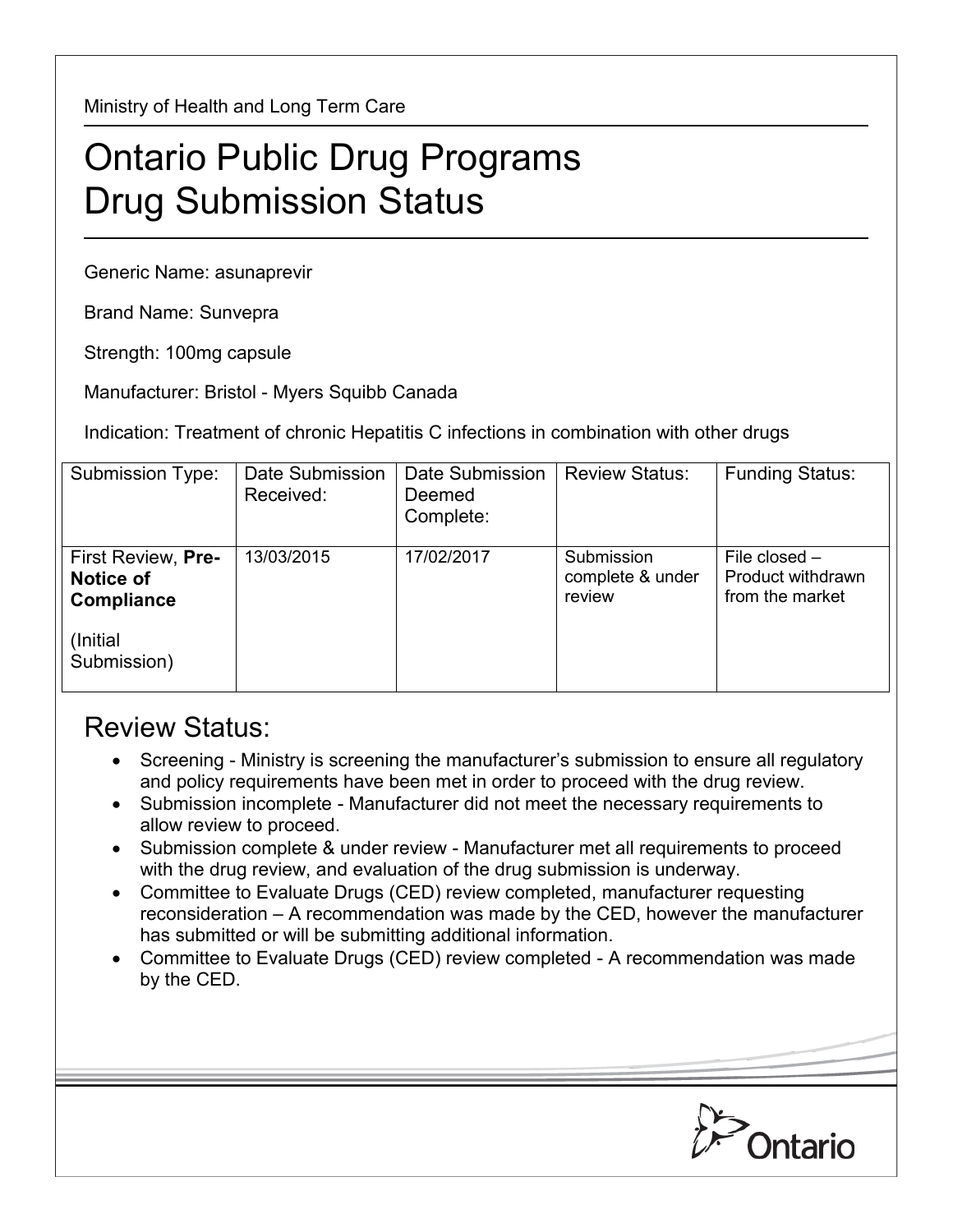Ministry of Health and Long Term Care

# Ontario Public Drug Programs
# Drug Submission Status

Generic Name: asunaprevir

Brand Name: Sunvepra

Strength: 100mg capsule

Manufacturer: Bristol - Myers Squibb Canada

Indication: Treatment of chronic Hepatitis C infections in combination with other drugs

| Submission Type: | Date Submission Received: | Date Submission Deemed Complete: | Review Status: | Funding Status: |
|---|---|---|---|---|
| First Review, **Pre-Notice of Compliance** (Initial Submission) | 13/03/2015 | 17/02/2017 | Submission complete & under review | File closed – Product withdrawn from the market |

## Review Status:

- Screening - Ministry is screening the manufacturer's submission to ensure all regulatory and policy requirements have been met in order to proceed with the drug review.
- Submission incomplete - Manufacturer did not meet the necessary requirements to allow review to proceed.
- Submission complete & under review - Manufacturer met all requirements to proceed with the drug review, and evaluation of the drug submission is underway.
- Committee to Evaluate Drugs (CED) review completed, manufacturer requesting reconsideration – A recommendation was made by the CED, however the manufacturer has submitted or will be submitting additional information.
- Committee to Evaluate Drugs (CED) review completed - A recommendation was made by the CED.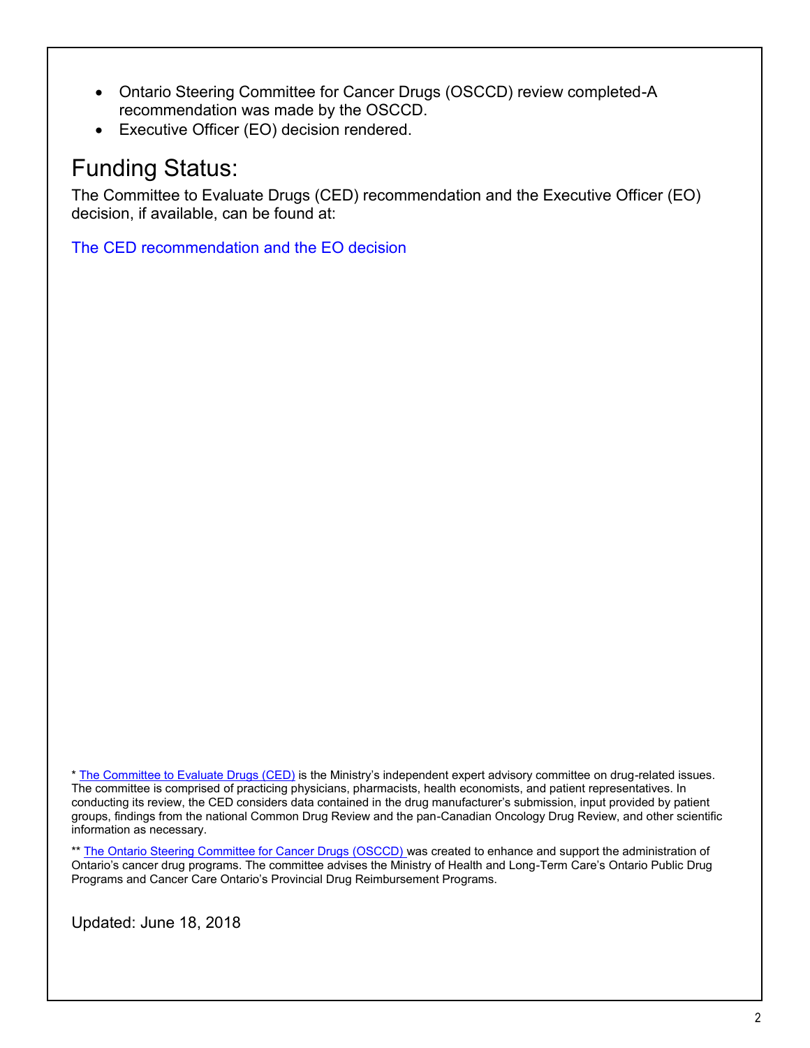- Ontario Steering Committee for Cancer Drugs (OSCCD) review completed-A recommendation was made by the OSCCD.
- Executive Officer (EO) decision rendered.

# Funding Status:

The Committee to Evaluate Drugs (CED) recommendation and the Executive Officer (EO) decision, if available, can be found at:

The CED recommendation and the EO decision

* The Committee to Evaluate Drugs (CED) is the Ministry's independent expert advisory committee on drug-related issues. The committee is comprised of practicing physicians, pharmacists, health economists, and patient representatives. In conducting its review, the CED considers data contained in the drug manufacturer's submission, input provided by patient groups, findings from the national Common Drug Review and the pan-Canadian Oncology Drug Review, and other scientific information as necessary.

** The Ontario Steering Committee for Cancer Drugs (OSCCD) was created to enhance and support the administration of Ontario's cancer drug programs. The committee advises the Ministry of Health and Long-Term Care's Ontario Public Drug Programs and Cancer Care Ontario's Provincial Drug Reimbursement Programs.

Updated: June 18, 2018